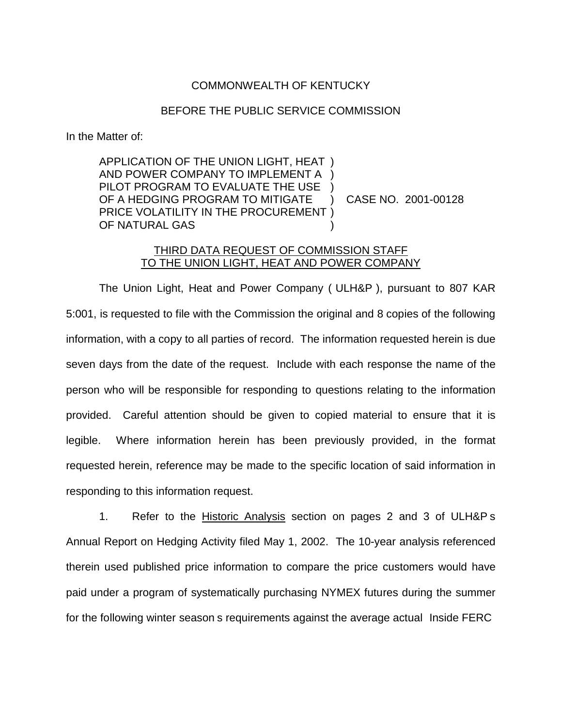COMMONWEALTH OF KENTUCKY

BEFORE THE PUBLIC SERVICE COMMISSION

In the Matter of:

APPLICATION OF THE UNION LIGHT, HEAT AND POWER COMPANY TO IMPLEMENT A PILOT PROGRAM TO EVALUATE THE USE OF A HEDGING PROGRAM TO MITIGATE PRICE VOLATILITY IN THE PROCUREMENT OF NATURAL GAS ) CASE NO. 2001-00128

THIRD DATA REQUEST OF COMMISSION STAFF TO THE UNION LIGHT, HEAT AND POWER COMPANY

The Union Light, Heat and Power Company ( ULH&P ), pursuant to 807 KAR 5:001, is requested to file with the Commission the original and 8 copies of the following information, with a copy to all parties of record. The information requested herein is due seven days from the date of the request. Include with each response the name of the person who will be responsible for responding to questions relating to the information provided. Careful attention should be given to copied material to ensure that it is legible. Where information herein has been previously provided, in the format requested herein, reference may be made to the specific location of said information in responding to this information request.

1. Refer to the Historic Analysis section on pages 2 and 3 of ULH&P s Annual Report on Hedging Activity filed May 1, 2002. The 10-year analysis referenced therein used published price information to compare the price customers would have paid under a program of systematically purchasing NYMEX futures during the summer for the following winter season s requirements against the average actual Inside FERC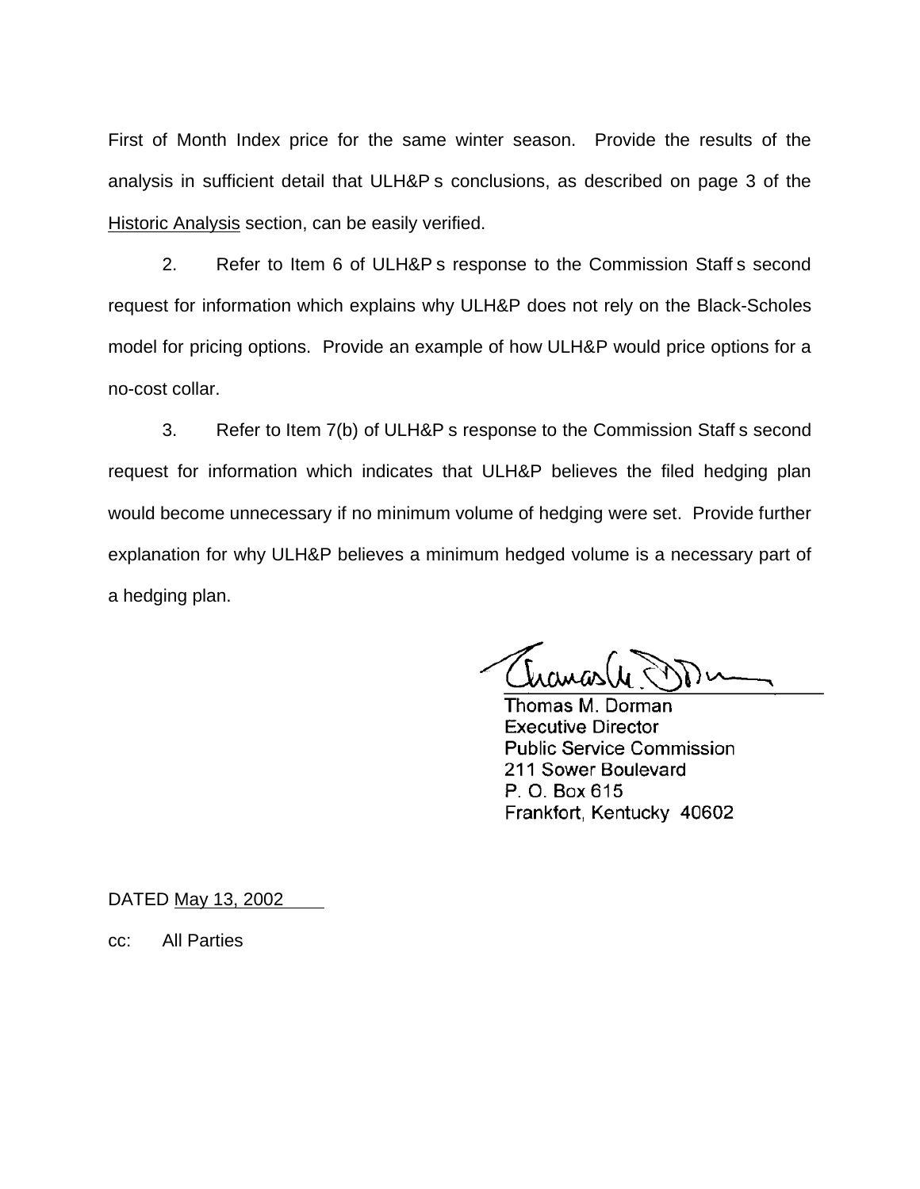First of Month Index price for the same winter season. Provide the results of the analysis in sufficient detail that ULH&P s conclusions, as described on page 3 of the Historic Analysis section, can be easily verified.

2. Refer to Item 6 of ULH&P s response to the Commission Staff s second request for information which explains why ULH&P does not rely on the Black-Scholes model for pricing options. Provide an example of how ULH&P would price options for a no-cost collar.

3. Refer to Item 7(b) of ULH&P s response to the Commission Staff s second request for information which indicates that ULH&P believes the filed hedging plan would become unnecessary if no minimum volume of hedging were set. Provide further explanation for why ULH&P believes a minimum hedged volume is a necessary part of a hedging plan.

Thomas M. Dorman
Executive Director
Public Service Commission
211 Sower Boulevard
P. O. Box 615
Frankfort, Kentucky 40602

DATED May 13, 2002

cc: All Parties